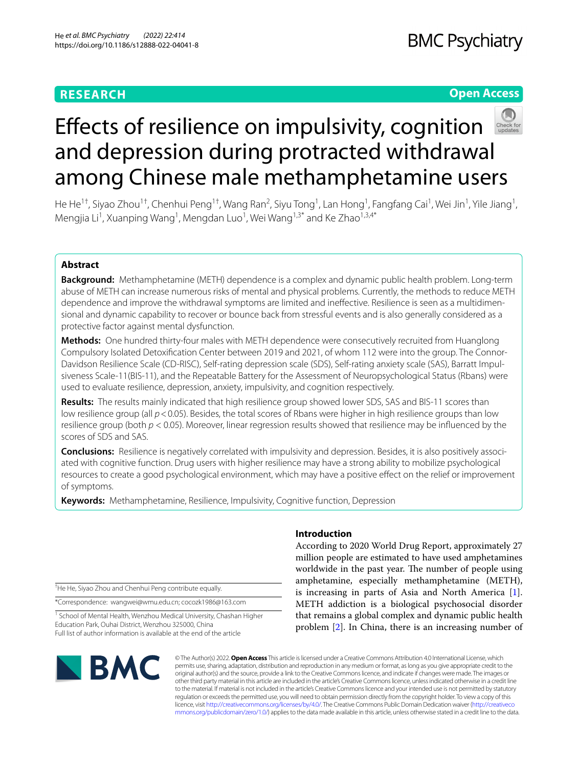RESEARCH

Open Access

# Effects of resilience on impulsivity, cognition and depression during protracted withdrawal among Chinese male methamphetamine users

He He[1†], Siyao Zhou[1†], Chenhui Peng[1†], Wang Ran[2], Siyu Tong[1], Lan Hong[1], Fangfang Cai[1], Wei Jin[1], Yile Jiang[1], Mengjia Li[1], Xuanping Wang[1], Mengdan Luo[1], Wei Wang[1,3*] and Ke Zhao[1,3,4*]

## Abstract

**Background:** Methamphetamine (METH) dependence is a complex and dynamic public health problem. Long-term abuse of METH can increase numerous risks of mental and physical problems. Currently, the methods to reduce METH dependence and improve the withdrawal symptoms are limited and ineffective. Resilience is seen as a multidimensional and dynamic capability to recover or bounce back from stressful events and is also generally considered as a protective factor against mental dysfunction.

**Methods:** One hundred thirty-four males with METH dependence were consecutively recruited from Huanglong Compulsory Isolated Detoxification Center between 2019 and 2021, of whom 112 were into the group. The Connor-Davidson Resilience Scale (CD-RISC), Self-rating depression scale (SDS), Self-rating anxiety scale (SAS), Barratt Impulsiveness Scale-11(BIS-11), and the Repeatable Battery for the Assessment of Neuropsychological Status (Rbans) were used to evaluate resilience, depression, anxiety, impulsivity, and cognition respectively.

**Results:** The results mainly indicated that high resilience group showed lower SDS, SAS and BIS-11 scores than low resilience group (all $p < 0.05$). Besides, the total scores of Rbans were higher in high resilience groups than low resilience group (both $p < 0.05$). Moreover, linear regression results showed that resilience may be influenced by the scores of SDS and SAS.

**Conclusions:** Resilience is negatively correlated with impulsivity and depression. Besides, it is also positively associated with cognitive function. Drug users with higher resilience may have a strong ability to mobilize psychological resources to create a good psychological environment, which may have a positive effect on the relief or improvement of symptoms.

**Keywords:** Methamphetamine, Resilience, Impulsivity, Cognitive function, Depression

## Introduction

According to 2020 World Drug Report, approximately 27 million people are estimated to have used amphetamines worldwide in the past year. The number of people using amphetamine, especially methamphetamine (METH), is increasing in parts of Asia and North America [1]. METH addiction is a biological psychosocial disorder that remains a global complex and dynamic public health problem [2]. In China, there is an increasing number of

†He He, Siyao Zhou and Chenhui Peng contribute equally.

*Correspondence: wangwei@wmu.edu.cn; cocozk1986@163.com

[1] School of Mental Health, Wenzhou Medical University, Chashan Higher Education Park, Ouhai District, Wenzhou 325000, China

Full list of author information is available at the end of the article

© The Author(s) 2022. **Open Access** This article is licensed under a Creative Commons Attribution 4.0 International License, which permits use, sharing, adaptation, distribution and reproduction in any medium or format, as long as you give appropriate credit to the original author(s) and the source, provide a link to the Creative Commons licence, and indicate if changes were made. The images or other third party material in this article are included in the article's Creative Commons licence, unless indicated otherwise in a credit line to the material. If material is not included in the article's Creative Commons licence and your intended use is not permitted by statutory regulation or exceeds the permitted use, you will need to obtain permission directly from the copyright holder. To view a copy of this licence, visit http://creativecommons.org/licenses/by/4.0/. The Creative Commons Public Domain Dedication waiver (http://creativecommons.org/publicdomain/zero/1.0/) applies to the data made available in this article, unless otherwise stated in a credit line to the data.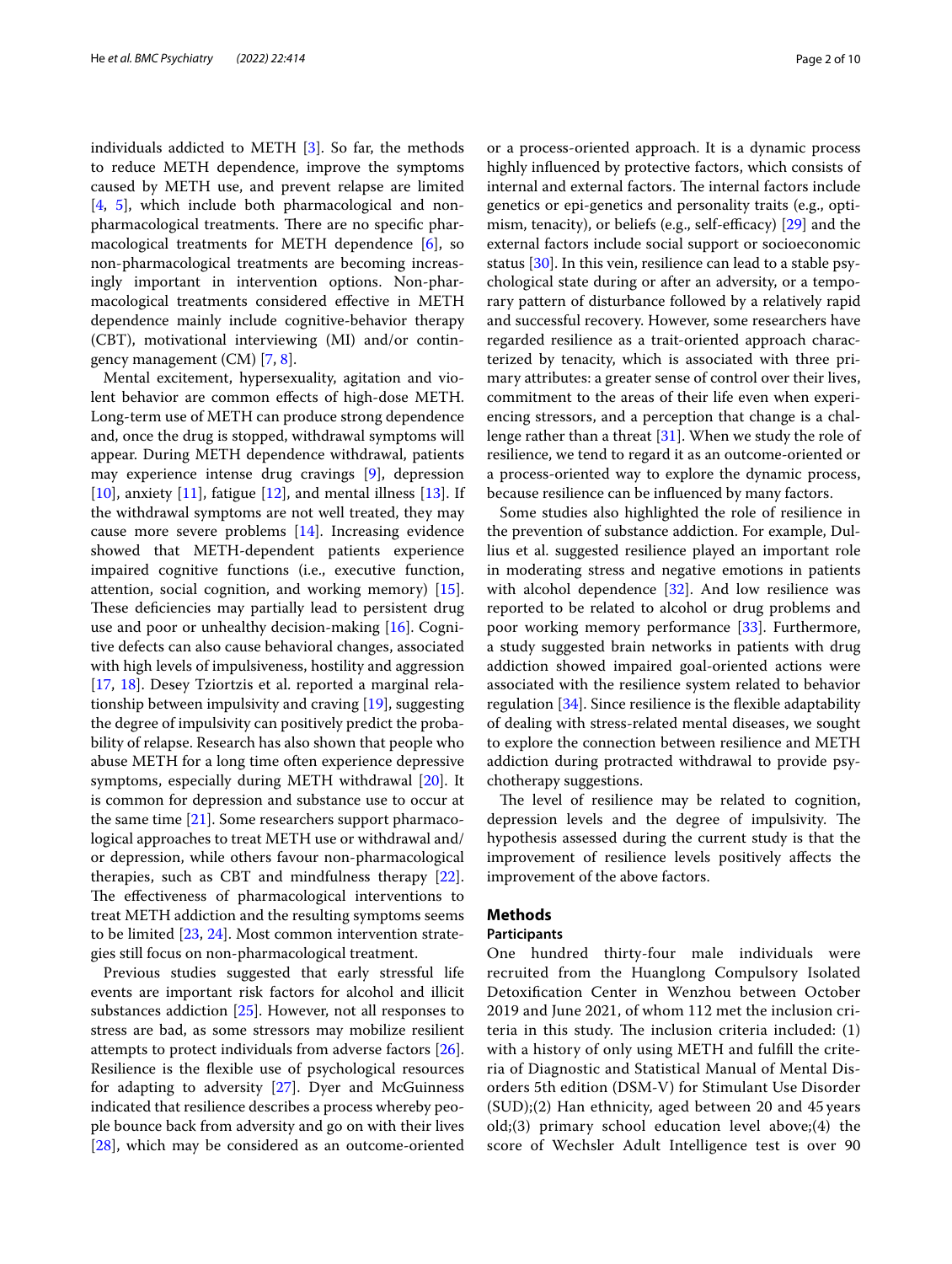individuals addicted to METH [3]. So far, the methods to reduce METH dependence, improve the symptoms caused by METH use, and prevent relapse are limited [4, 5], which include both pharmacological and non-pharmacological treatments. There are no specific pharmacological treatments for METH dependence [6], so non-pharmacological treatments are becoming increasingly important in intervention options. Non-pharmacological treatments considered effective in METH dependence mainly include cognitive-behavior therapy (CBT), motivational interviewing (MI) and/or contingency management (CM) [7, 8].

Mental excitement, hypersexuality, agitation and violent behavior are common effects of high-dose METH. Long-term use of METH can produce strong dependence and, once the drug is stopped, withdrawal symptoms will appear. During METH dependence withdrawal, patients may experience intense drug cravings [9], depression [10], anxiety [11], fatigue [12], and mental illness [13]. If the withdrawal symptoms are not well treated, they may cause more severe problems [14]. Increasing evidence showed that METH-dependent patients experience impaired cognitive functions (i.e., executive function, attention, social cognition, and working memory) [15]. These deficiencies may partially lead to persistent drug use and poor or unhealthy decision-making [16]. Cognitive defects can also cause behavioral changes, associated with high levels of impulsiveness, hostility and aggression [17, 18]. Desey Tziortzis et al. reported a marginal relationship between impulsivity and craving [19], suggesting the degree of impulsivity can positively predict the probability of relapse. Research has also shown that people who abuse METH for a long time often experience depressive symptoms, especially during METH withdrawal [20]. It is common for depression and substance use to occur at the same time [21]. Some researchers support pharmacological approaches to treat METH use or withdrawal and/or depression, while others favour non-pharmacological therapies, such as CBT and mindfulness therapy [22]. The effectiveness of pharmacological interventions to treat METH addiction and the resulting symptoms seems to be limited [23, 24]. Most common intervention strategies still focus on non-pharmacological treatment.

Previous studies suggested that early stressful life events are important risk factors for alcohol and illicit substances addiction [25]. However, not all responses to stress are bad, as some stressors may mobilize resilient attempts to protect individuals from adverse factors [26]. Resilience is the flexible use of psychological resources for adapting to adversity [27]. Dyer and McGuinness indicated that resilience describes a process whereby people bounce back from adversity and go on with their lives [28], which may be considered as an outcome-oriented or a process-oriented approach. It is a dynamic process highly influenced by protective factors, which consists of internal and external factors. The internal factors include genetics or epi-genetics and personality traits (e.g., optimism, tenacity), or beliefs (e.g., self-efficacy) [29] and the external factors include social support or socioeconomic status [30]. In this vein, resilience can lead to a stable psychological state during or after an adversity, or a temporary pattern of disturbance followed by a relatively rapid and successful recovery. However, some researchers have regarded resilience as a trait-oriented approach characterized by tenacity, which is associated with three primary attributes: a greater sense of control over their lives, commitment to the areas of their life even when experiencing stressors, and a perception that change is a challenge rather than a threat [31]. When we study the role of resilience, we tend to regard it as an outcome-oriented or a process-oriented way to explore the dynamic process, because resilience can be influenced by many factors.

Some studies also highlighted the role of resilience in the prevention of substance addiction. For example, Dullius et al. suggested resilience played an important role in moderating stress and negative emotions in patients with alcohol dependence [32]. And low resilience was reported to be related to alcohol or drug problems and poor working memory performance [33]. Furthermore, a study suggested brain networks in patients with drug addiction showed impaired goal-oriented actions were associated with the resilience system related to behavior regulation [34]. Since resilience is the flexible adaptability of dealing with stress-related mental diseases, we sought to explore the connection between resilience and METH addiction during protracted withdrawal to provide psychotherapy suggestions.

The level of resilience may be related to cognition, depression levels and the degree of impulsivity. The hypothesis assessed during the current study is that the improvement of resilience levels positively affects the improvement of the above factors.

## Methods

### Participants

One hundred thirty-four male individuals were recruited from the Huanglong Compulsory Isolated Detoxification Center in Wenzhou between October 2019 and June 2021, of whom 112 met the inclusion criteria in this study. The inclusion criteria included: (1) with a history of only using METH and fulfill the criteria of Diagnostic and Statistical Manual of Mental Disorders 5th edition (DSM-V) for Stimulant Use Disorder (SUD);(2) Han ethnicity, aged between 20 and 45 years old;(3) primary school education level above;(4) the score of Wechsler Adult Intelligence test is over 90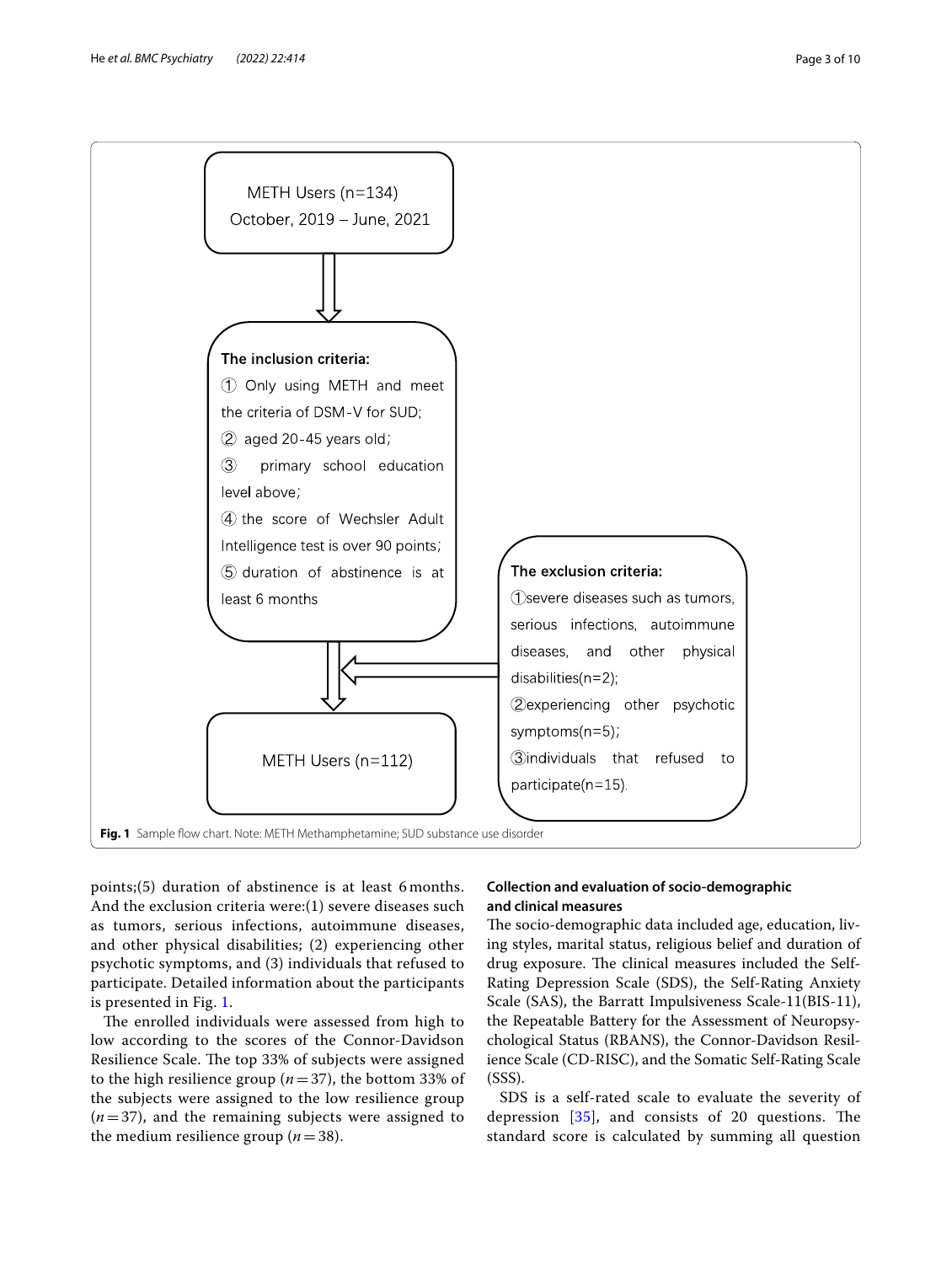METH Users (n=134)
October, 2019 – June, 2021

**The inclusion criteria:**
① Only using METH and meet the criteria of DSM-V for SUD;
② aged 20-45 years old;
③ primary school education level above;
④ the score of Wechsler Adult Intelligence test is over 90 points;
⑤ duration of abstinence is at least 6 months

**The exclusion criteria:**
①severe diseases such as tumors, serious infections, autoimmune diseases, and other physical disabilities(n=2);
②experiencing other psychotic symptoms(n=5);
③individuals that refused to participate(n=15).

METH Users (n=112)

**Fig. 1** Sample flow chart. Note: METH Methamphetamine; SUD substance use disorder

points;(5) duration of abstinence is at least 6 months. And the exclusion criteria were:(1) severe diseases such as tumors, serious infections, autoimmune diseases, and other physical disabilities; (2) experiencing other psychotic symptoms, and (3) individuals that refused to participate. Detailed information about the participants is presented in Fig. 1.

The enrolled individuals were assessed from high to low according to the scores of the Connor-Davidson Resilience Scale. The top 33% of subjects were assigned to the high resilience group ($n=37$), the bottom 33% of the subjects were assigned to the low resilience group ($n=37$), and the remaining subjects were assigned to the medium resilience group ($n=38$).

### Collection and evaluation of socio-demographic and clinical measures

The socio-demographic data included age, education, living styles, marital status, religious belief and duration of drug exposure. The clinical measures included the Self-Rating Depression Scale (SDS), the Self-Rating Anxiety Scale (SAS), the Barratt Impulsiveness Scale-11(BIS-11), the Repeatable Battery for the Assessment of Neuropsychological Status (RBANS), the Connor-Davidson Resilience Scale (CD-RISC), and the Somatic Self-Rating Scale (SSS).

SDS is a self-rated scale to evaluate the severity of depression [35], and consists of 20 questions. The standard score is calculated by summing all question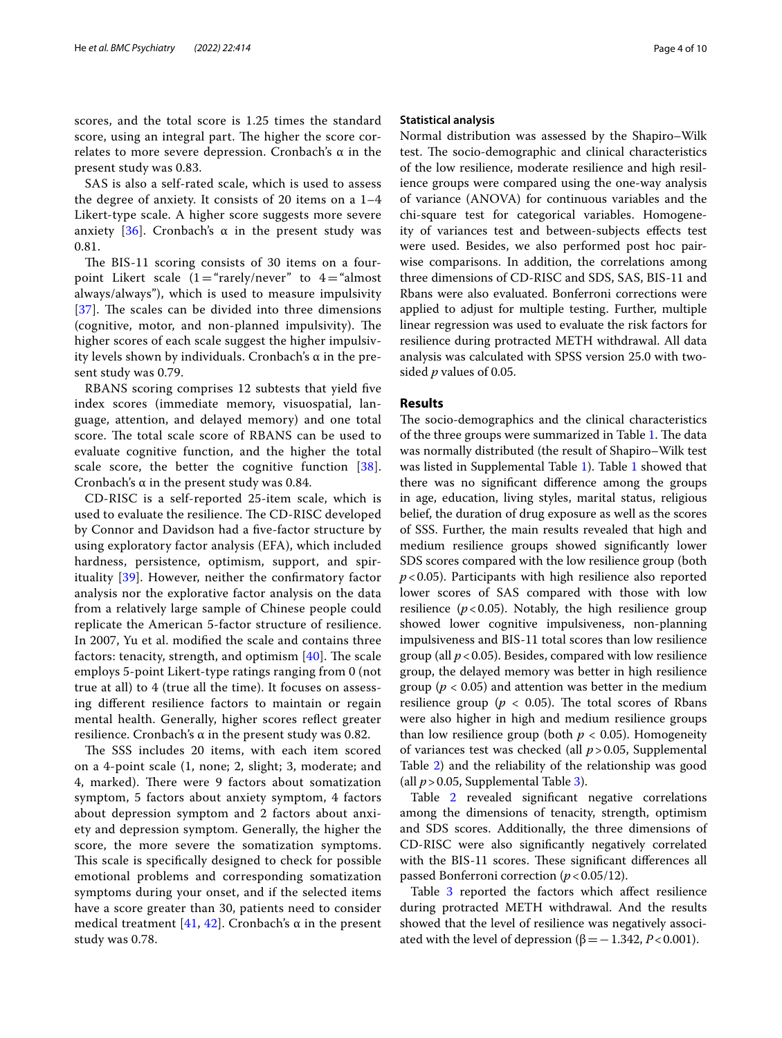scores, and the total score is 1.25 times the standard score, using an integral part. The higher the score correlates to more severe depression. Cronbach's α in the present study was 0.83.

SAS is also a self-rated scale, which is used to assess the degree of anxiety. It consists of 20 items on a 1–4 Likert-type scale. A higher score suggests more severe anxiety [36]. Cronbach's α in the present study was 0.81.

The BIS-11 scoring consists of 30 items on a four-point Likert scale (1 = "rarely/never" to 4 = "almost always/always"), which is used to measure impulsivity [37]. The scales can be divided into three dimensions (cognitive, motor, and non-planned impulsivity). The higher scores of each scale suggest the higher impulsivity levels shown by individuals. Cronbach's α in the present study was 0.79.

RBANS scoring comprises 12 subtests that yield five index scores (immediate memory, visuospatial, language, attention, and delayed memory) and one total score. The total scale score of RBANS can be used to evaluate cognitive function, and the higher the total scale score, the better the cognitive function [38]. Cronbach's α in the present study was 0.84.

CD-RISC is a self-reported 25-item scale, which is used to evaluate the resilience. The CD-RISC developed by Connor and Davidson had a five-factor structure by using exploratory factor analysis (EFA), which included hardness, persistence, optimism, support, and spirituality [39]. However, neither the confirmatory factor analysis nor the explorative factor analysis on the data from a relatively large sample of Chinese people could replicate the American 5-factor structure of resilience. In 2007, Yu et al. modified the scale and contains three factors: tenacity, strength, and optimism [40]. The scale employs 5-point Likert-type ratings ranging from 0 (not true at all) to 4 (true all the time). It focuses on assessing different resilience factors to maintain or regain mental health. Generally, higher scores reflect greater resilience. Cronbach's α in the present study was 0.82.

The SSS includes 20 items, with each item scored on a 4-point scale (1, none; 2, slight; 3, moderate; and 4, marked). There were 9 factors about somatization symptom, 5 factors about anxiety symptom, 4 factors about depression symptom and 2 factors about anxiety and depression symptom. Generally, the higher the score, the more severe the somatization symptoms. This scale is specifically designed to check for possible emotional problems and corresponding somatization symptoms during your onset, and if the selected items have a score greater than 30, patients need to consider medical treatment [41, 42]. Cronbach's α in the present study was 0.78.

### Statistical analysis

Normal distribution was assessed by the Shapiro–Wilk test. The socio-demographic and clinical characteristics of the low resilience, moderate resilience and high resilience groups were compared using the one-way analysis of variance (ANOVA) for continuous variables and the chi-square test for categorical variables. Homogeneity of variances test and between-subjects effects test were used. Besides, we also performed post hoc pairwise comparisons. In addition, the correlations among three dimensions of CD-RISC and SDS, SAS, BIS-11 and Rbans were also evaluated. Bonferroni corrections were applied to adjust for multiple testing. Further, multiple linear regression was used to evaluate the risk factors for resilience during protracted METH withdrawal. All data analysis was calculated with SPSS version 25.0 with two-sided *p* values of 0.05.

## Results

The socio-demographics and the clinical characteristics of the three groups were summarized in Table 1. The data was normally distributed (the result of Shapiro–Wilk test was listed in Supplemental Table 1). Table 1 showed that there was no significant difference among the groups in age, education, living styles, marital status, religious belief, the duration of drug exposure as well as the scores of SSS. Further, the main results revealed that high and medium resilience groups showed significantly lower SDS scores compared with the low resilience group (both $p < 0.05$). Participants with high resilience also reported lower scores of SAS compared with those with low resilience ($p < 0.05$). Notably, the high resilience group showed lower cognitive impulsiveness, non-planning impulsiveness and BIS-11 total scores than low resilience group (all $p < 0.05$). Besides, compared with low resilience group, the delayed memory was better in high resilience group ($p < 0.05$) and attention was better in the medium resilience group ($p < 0.05$). The total scores of Rbans were also higher in high and medium resilience groups than low resilience group (both $p < 0.05$). Homogeneity of variances test was checked (all $p > 0.05$, Supplemental Table 2) and the reliability of the relationship was good (all $p > 0.05$, Supplemental Table 3).

Table 2 revealed significant negative correlations among the dimensions of tenacity, strength, optimism and SDS scores. Additionally, the three dimensions of CD-RISC were also significantly negatively correlated with the BIS-11 scores. These significant differences all passed Bonferroni correction ($p < 0.05/12$).

Table 3 reported the factors which affect resilience during protracted METH withdrawal. And the results showed that the level of resilience was negatively associated with the level of depression ($\beta = -1.342$, $P < 0.001$).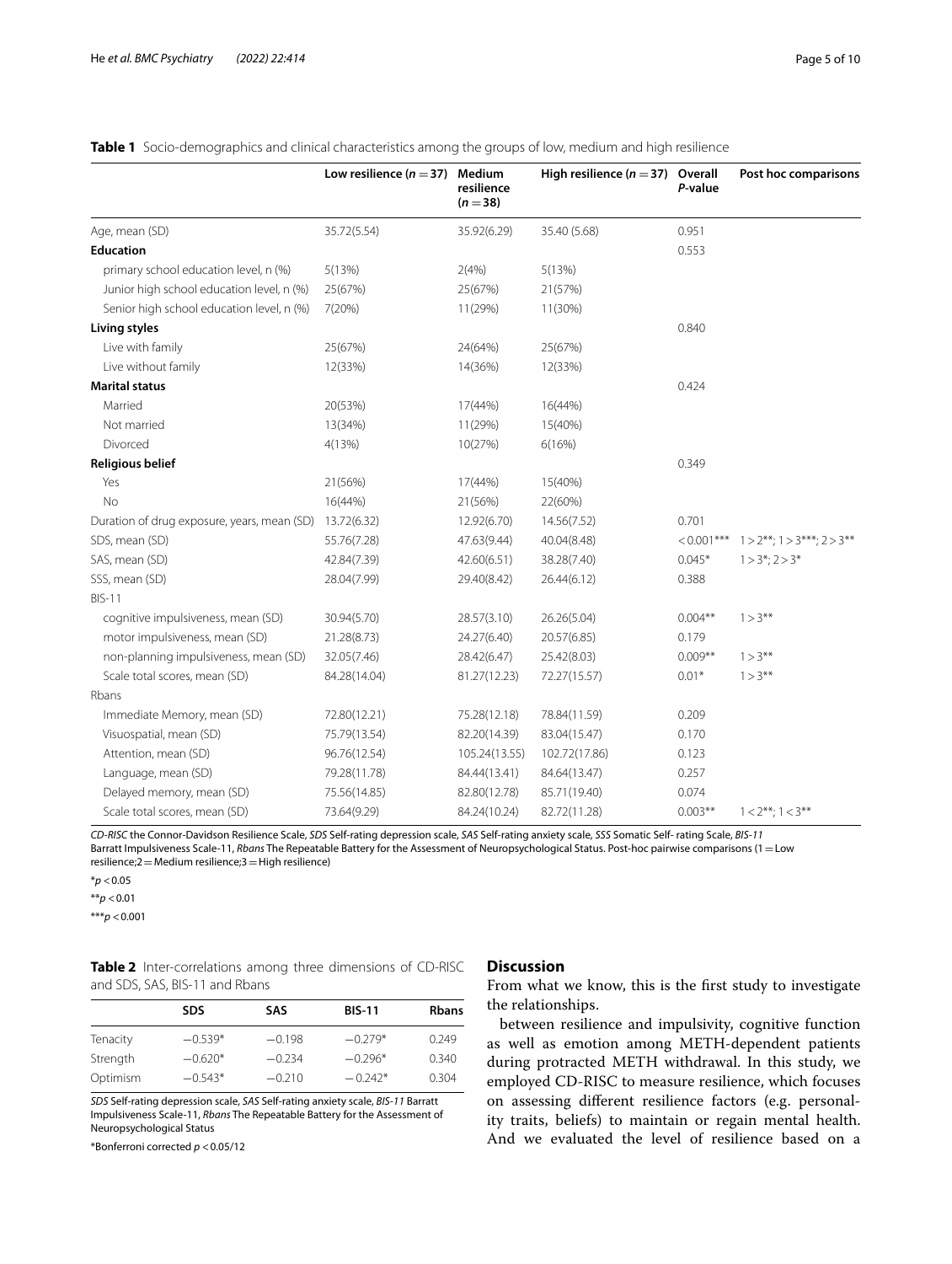**Table 1** Socio-demographics and clinical characteristics among the groups of low, medium and high resilience

| | Low resilience ($n=37$) | Medium resilience ($n=38$) | High resilience ($n=37$) | Overall *P*-value | Post hoc comparisons |
|---|---|---|---|---|---|
| Age, mean (SD) | 35.72(5.54) | 35.92(6.29) | 35.40 (5.68) | 0.951 | |
| **Education** | | | | 0.553 | |
| primary school education level, n (%) | 5(13%) | 2(4%) | 5(13%) | | |
| Junior high school education level, n (%) | 25(67%) | 25(67%) | 21(57%) | | |
| Senior high school education level, n (%) | 7(20%) | 11(29%) | 11(30%) | | |
| **Living styles** | | | | 0.840 | |
| Live with family | 25(67%) | 24(64%) | 25(67%) | | |
| Live without family | 12(33%) | 14(36%) | 12(33%) | | |
| **Marital status** | | | | 0.424 | |
| Married | 20(53%) | 17(44%) | 16(44%) | | |
| Not married | 13(34%) | 11(29%) | 15(40%) | | |
| Divorced | 4(13%) | 10(27%) | 6(16%) | | |
| **Religious belief** | | | | 0.349 | |
| Yes | 21(56%) | 17(44%) | 15(40%) | | |
| No | 16(44%) | 21(56%) | 22(60%) | | |
| Duration of drug exposure, years, mean (SD) | 13.72(6.32) | 12.92(6.70) | 14.56(7.52) | 0.701 | |
| SDS, mean (SD) | 55.76(7.28) | 47.63(9.44) | 40.04(8.48) | <0.001*** | 1>2**; 1>3***; 2>3** |
| SAS, mean (SD) | 42.84(7.39) | 42.60(6.51) | 38.28(7.40) | 0.045* | 1>3*; 2>3* |
| SSS, mean (SD) | 28.04(7.99) | 29.40(8.42) | 26.44(6.12) | 0.388 | |
| BIS-11 | | | | | |
| cognitive impulsiveness, mean (SD) | 30.94(5.70) | 28.57(3.10) | 26.26(5.04) | 0.004** | 1>3** |
| motor impulsiveness, mean (SD) | 21.28(8.73) | 24.27(6.40) | 20.57(6.85) | 0.179 | |
| non-planning impulsiveness, mean (SD) | 32.05(7.46) | 28.42(6.47) | 25.42(8.03) | 0.009** | 1>3** |
| Scale total scores, mean (SD) | 84.28(14.04) | 81.27(12.23) | 72.27(15.57) | 0.01* | 1>3** |
| Rbans | | | | | |
| Immediate Memory, mean (SD) | 72.80(12.21) | 75.28(12.18) | 78.84(11.59) | 0.209 | |
| Visuospatial, mean (SD) | 75.79(13.54) | 82.20(14.39) | 83.04(15.47) | 0.170 | |
| Attention, mean (SD) | 96.76(12.54) | 105.24(13.55) | 102.72(17.86) | 0.123 | |
| Language, mean (SD) | 79.28(11.78) | 84.44(13.41) | 84.64(13.47) | 0.257 | |
| Delayed memory, mean (SD) | 75.56(14.85) | 82.80(12.78) | 85.71(19.40) | 0.074 | |
| Scale total scores, mean (SD) | 73.64(9.29) | 84.24(10.24) | 82.72(11.28) | 0.003** | 1<2**; 1<3** |

*CD-RISC* the Connor-Davidson Resilience Scale, *SDS* Self-rating depression scale, *SAS* Self-rating anxiety scale, *SSS* Somatic Self- rating Scale, *BIS-11* Barratt Impulsiveness Scale-11, *Rbans* The Repeatable Battery for the Assessment of Neuropsychological Status. Post-hoc pairwise comparisons (1 = Low resilience;2 = Medium resilience;3 = High resilience)

*$p<0.05$

**$p<0.01$

***$p<0.001$

**Table 2** Inter-correlations among three dimensions of CD-RISC and SDS, SAS, BIS-11 and Rbans

| | SDS | SAS | BIS-11 | Rbans |
|---|---|---|---|---|
| Tenacity | −0.539* | −0.198 | −0.279* | 0.249 |
| Strength | −0.620* | −0.234 | −0.296* | 0.340 |
| Optimism | −0.543* | −0.210 | −0.242* | 0.304 |

*SDS* Self-rating depression scale, *SAS* Self-rating anxiety scale, *BIS-11* Barratt Impulsiveness Scale-11, *Rbans* The Repeatable Battery for the Assessment of Neuropsychological Status

*Bonferroni corrected $p<0.05/12$

## Discussion

From what we know, this is the first study to investigate the relationships.

between resilience and impulsivity, cognitive function as well as emotion among METH-dependent patients during protracted METH withdrawal. In this study, we employed CD-RISC to measure resilience, which focuses on assessing different resilience factors (e.g. personality traits, beliefs) to maintain or regain mental health. And we evaluated the level of resilience based on a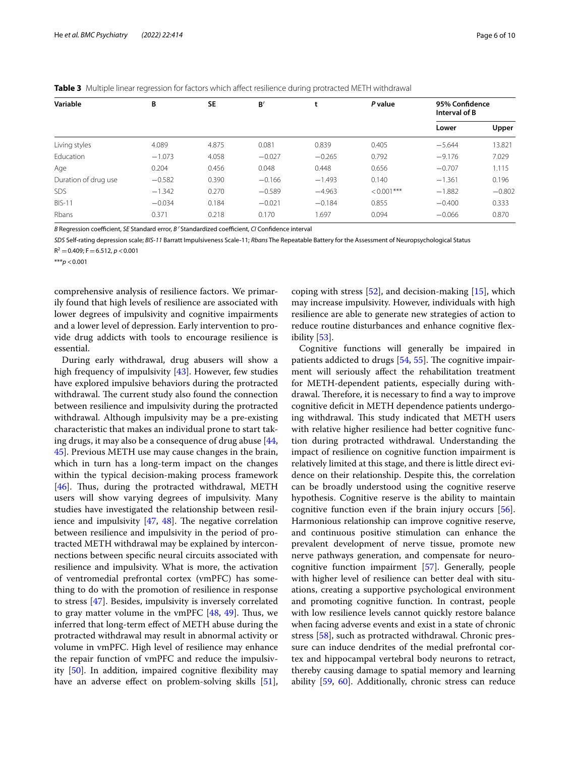**Table 3** Multiple linear regression for factors which affect resilience during protracted METH withdrawal

| Variable | B | SE | B′ | t | *P* value | 95% Confidence Interval of B | |
|---|---|---|---|---|---|---|---|
| | | | | | | Lower | Upper |
| Living styles | 4.089 | 4.875 | 0.081 | 0.839 | 0.405 | −5.644 | 13.821 |
| Education | −1.073 | 4.058 | −0.027 | −0.265 | 0.792 | −9.176 | 7.029 |
| Age | 0.204 | 0.456 | 0.048 | 0.448 | 0.656 | −0.707 | 1.115 |
| Duration of drug use | −0.582 | 0.390 | −0.166 | −1.493 | 0.140 | −1.361 | 0.196 |
| SDS | −1.342 | 0.270 | −0.589 | −4.963 | < 0.001*** | −1.882 | −0.802 |
| BIS-11 | −0.034 | 0.184 | −0.021 | −0.184 | 0.855 | −0.400 | 0.333 |
| Rbans | 0.371 | 0.218 | 0.170 | 1.697 | 0.094 | −0.066 | 0.870 |

*B* Regression coefficient, *SE* Standard error, *B′* Standardized coefficient, *CI* Confidence interval

*SDS* Self-rating depression scale; *BIS-11* Barratt Impulsiveness Scale-11; *Rbans* The Repeatable Battery for the Assessment of Neuropsychological Status

$R^2 = 0.409$; $F = 6.512$, $p < 0.001$

***$p < 0.001$

comprehensive analysis of resilience factors. We primarily found that high levels of resilience are associated with lower degrees of impulsivity and cognitive impairments and a lower level of depression. Early intervention to provide drug addicts with tools to encourage resilience is essential.

During early withdrawal, drug abusers will show a high frequency of impulsivity [43]. However, few studies have explored impulsive behaviors during the protracted withdrawal. The current study also found the connection between resilience and impulsivity during the protracted withdrawal. Although impulsivity may be a pre-existing characteristic that makes an individual prone to start taking drugs, it may also be a consequence of drug abuse [44, 45]. Previous METH use may cause changes in the brain, which in turn has a long-term impact on the changes within the typical decision-making process framework [46]. Thus, during the protracted withdrawal, METH users will show varying degrees of impulsivity. Many studies have investigated the relationship between resilience and impulsivity [47, 48]. The negative correlation between resilience and impulsivity in the period of protracted METH withdrawal may be explained by interconnections between specific neural circuits associated with resilience and impulsivity. What is more, the activation of ventromedial prefrontal cortex (vmPFC) has something to do with the promotion of resilience in response to stress [47]. Besides, impulsivity is inversely correlated to gray matter volume in the vmPFC [48, 49]. Thus, we inferred that long-term effect of METH abuse during the protracted withdrawal may result in abnormal activity or volume in vmPFC. High level of resilience may enhance the repair function of vmPFC and reduce the impulsivity [50]. In addition, impaired cognitive flexibility may have an adverse effect on problem-solving skills [51], coping with stress [52], and decision-making [15], which may increase impulsivity. However, individuals with high resilience are able to generate new strategies of action to reduce routine disturbances and enhance cognitive flexibility [53].

Cognitive functions will generally be impaired in patients addicted to drugs [54, 55]. The cognitive impairment will seriously affect the rehabilitation treatment for METH-dependent patients, especially during withdrawal. Therefore, it is necessary to find a way to improve cognitive deficit in METH dependence patients undergoing withdrawal. This study indicated that METH users with relative higher resilience had better cognitive function during protracted withdrawal. Understanding the impact of resilience on cognitive function impairment is relatively limited at this stage, and there is little direct evidence on their relationship. Despite this, the correlation can be broadly understood using the cognitive reserve hypothesis. Cognitive reserve is the ability to maintain cognitive function even if the brain injury occurs [56]. Harmonious relationship can improve cognitive reserve, and continuous positive stimulation can enhance the prevalent development of nerve tissue, promote new nerve pathways generation, and compensate for neurocognitive function impairment [57]. Generally, people with higher level of resilience can better deal with situations, creating a supportive psychological environment and promoting cognitive function. In contrast, people with low resilience levels cannot quickly restore balance when facing adverse events and exist in a state of chronic stress [58], such as protracted withdrawal. Chronic pressure can induce dendrites of the medial prefrontal cortex and hippocampal vertebral body neurons to retract, thereby causing damage to spatial memory and learning ability [59, 60]. Additionally, chronic stress can reduce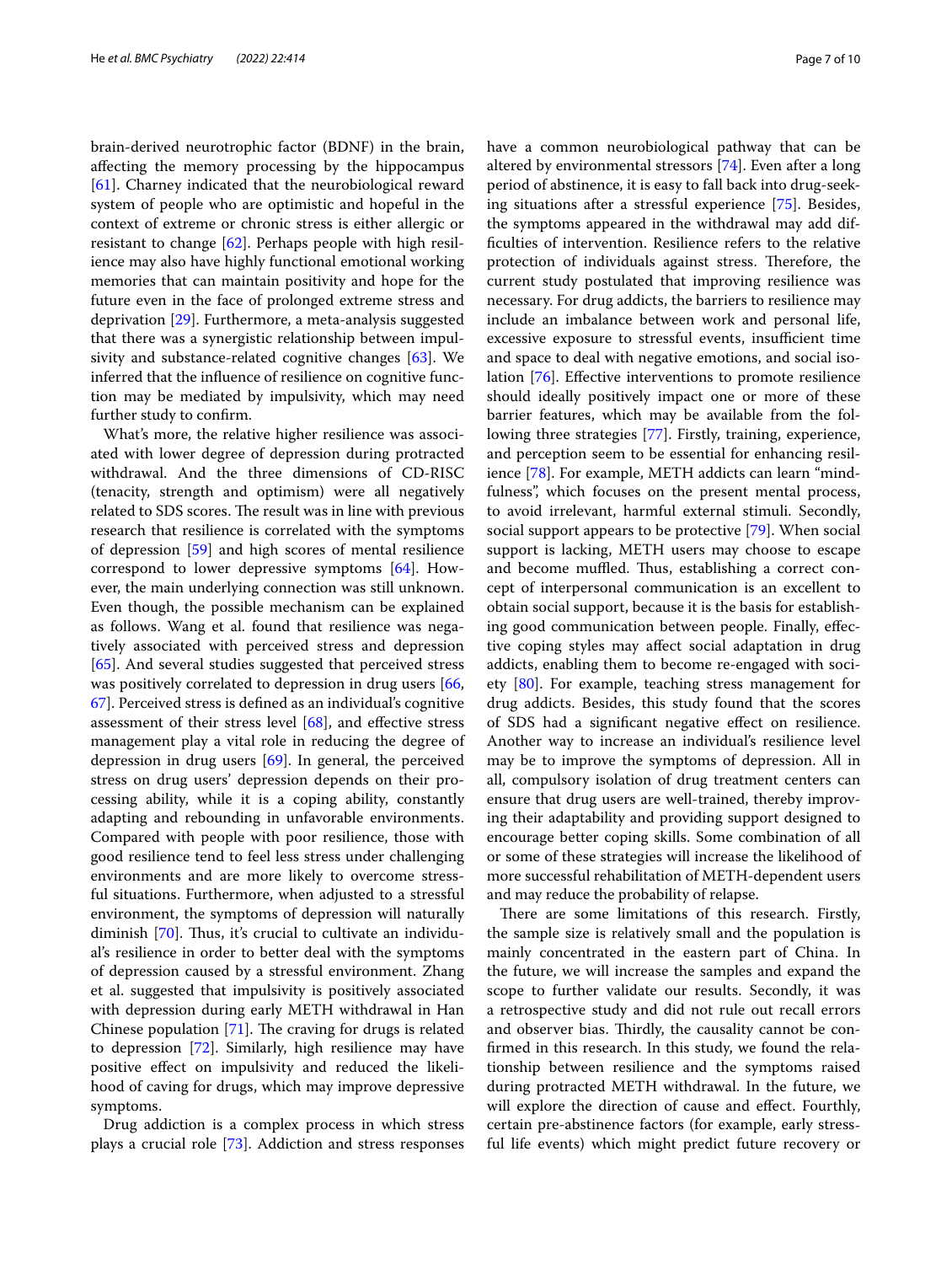brain-derived neurotrophic factor (BDNF) in the brain, affecting the memory processing by the hippocampus [61]. Charney indicated that the neurobiological reward system of people who are optimistic and hopeful in the context of extreme or chronic stress is either allergic or resistant to change [62]. Perhaps people with high resilience may also have highly functional emotional working memories that can maintain positivity and hope for the future even in the face of prolonged extreme stress and deprivation [29]. Furthermore, a meta-analysis suggested that there was a synergistic relationship between impulsivity and substance-related cognitive changes [63]. We inferred that the influence of resilience on cognitive function may be mediated by impulsivity, which may need further study to confirm.

What's more, the relative higher resilience was associated with lower degree of depression during protracted withdrawal. And the three dimensions of CD-RISC (tenacity, strength and optimism) were all negatively related to SDS scores. The result was in line with previous research that resilience is correlated with the symptoms of depression [59] and high scores of mental resilience correspond to lower depressive symptoms [64]. However, the main underlying connection was still unknown. Even though, the possible mechanism can be explained as follows. Wang et al. found that resilience was negatively associated with perceived stress and depression [65]. And several studies suggested that perceived stress was positively correlated to depression in drug users [66, 67]. Perceived stress is defined as an individual's cognitive assessment of their stress level [68], and effective stress management play a vital role in reducing the degree of depression in drug users [69]. In general, the perceived stress on drug users' depression depends on their processing ability, while it is a coping ability, constantly adapting and rebounding in unfavorable environments. Compared with people with poor resilience, those with good resilience tend to feel less stress under challenging environments and are more likely to overcome stressful situations. Furthermore, when adjusted to a stressful environment, the symptoms of depression will naturally diminish [70]. Thus, it's crucial to cultivate an individual's resilience in order to better deal with the symptoms of depression caused by a stressful environment. Zhang et al. suggested that impulsivity is positively associated with depression during early METH withdrawal in Han Chinese population [71]. The craving for drugs is related to depression [72]. Similarly, high resilience may have positive effect on impulsivity and reduced the likelihood of caving for drugs, which may improve depressive symptoms.

Drug addiction is a complex process in which stress plays a crucial role [73]. Addiction and stress responses have a common neurobiological pathway that can be altered by environmental stressors [74]. Even after a long period of abstinence, it is easy to fall back into drug-seeking situations after a stressful experience [75]. Besides, the symptoms appeared in the withdrawal may add difficulties of intervention. Resilience refers to the relative protection of individuals against stress. Therefore, the current study postulated that improving resilience was necessary. For drug addicts, the barriers to resilience may include an imbalance between work and personal life, excessive exposure to stressful events, insufficient time and space to deal with negative emotions, and social isolation [76]. Effective interventions to promote resilience should ideally positively impact one or more of these barrier features, which may be available from the following three strategies [77]. Firstly, training, experience, and perception seem to be essential for enhancing resilience [78]. For example, METH addicts can learn "mindfulness", which focuses on the present mental process, to avoid irrelevant, harmful external stimuli. Secondly, social support appears to be protective [79]. When social support is lacking, METH users may choose to escape and become muffled. Thus, establishing a correct concept of interpersonal communication is an excellent to obtain social support, because it is the basis for establishing good communication between people. Finally, effective coping styles may affect social adaptation in drug addicts, enabling them to become re-engaged with society [80]. For example, teaching stress management for drug addicts. Besides, this study found that the scores of SDS had a significant negative effect on resilience. Another way to increase an individual's resilience level may be to improve the symptoms of depression. All in all, compulsory isolation of drug treatment centers can ensure that drug users are well-trained, thereby improving their adaptability and providing support designed to encourage better coping skills. Some combination of all or some of these strategies will increase the likelihood of more successful rehabilitation of METH-dependent users and may reduce the probability of relapse.

There are some limitations of this research. Firstly, the sample size is relatively small and the population is mainly concentrated in the eastern part of China. In the future, we will increase the samples and expand the scope to further validate our results. Secondly, it was a retrospective study and did not rule out recall errors and observer bias. Thirdly, the causality cannot be confirmed in this research. In this study, we found the relationship between resilience and the symptoms raised during protracted METH withdrawal. In the future, we will explore the direction of cause and effect. Fourthly, certain pre-abstinence factors (for example, early stressful life events) which might predict future recovery or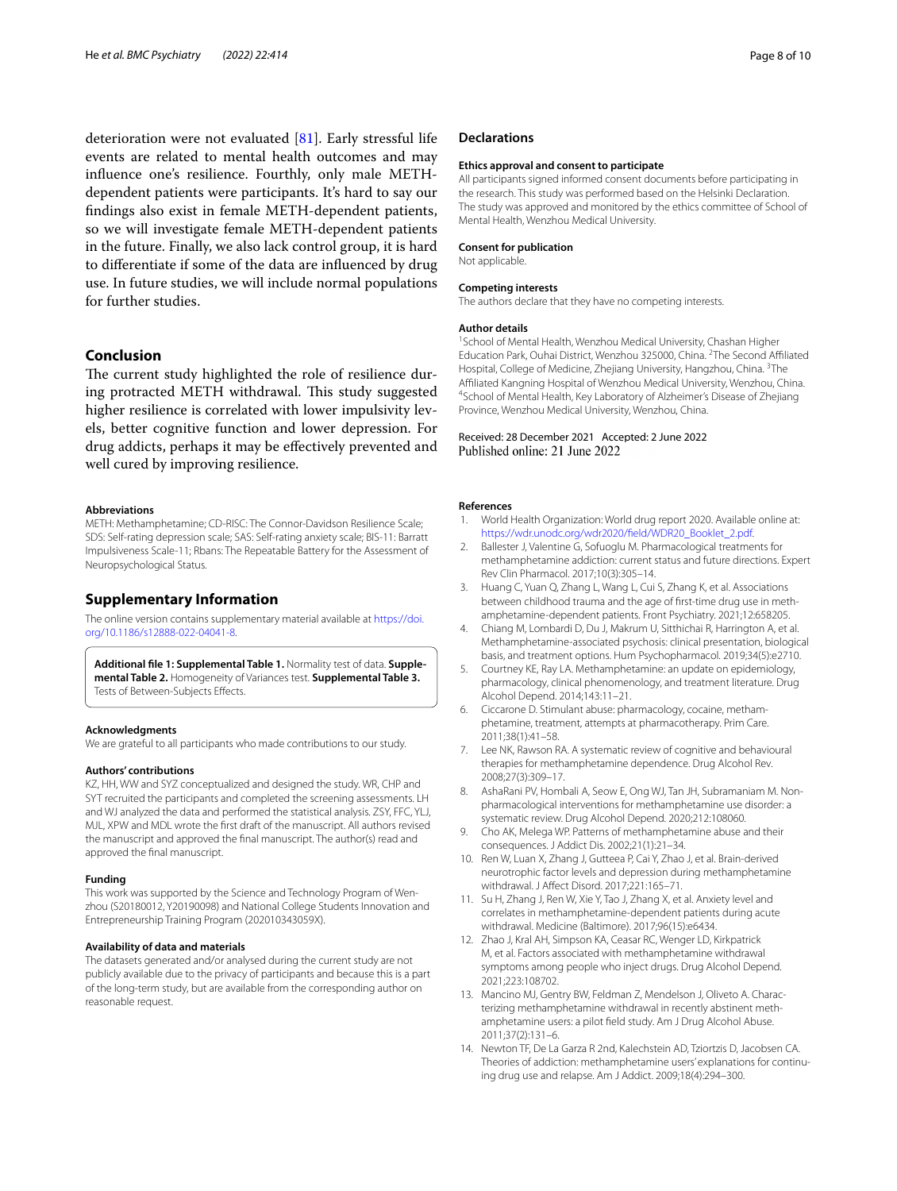deterioration were not evaluated [81]. Early stressful life events are related to mental health outcomes and may influence one's resilience. Fourthly, only male METH-dependent patients were participants. It's hard to say our findings also exist in female METH-dependent patients, so we will investigate female METH-dependent patients in the future. Finally, we also lack control group, it is hard to differentiate if some of the data are influenced by drug use. In future studies, we will include normal populations for further studies.

## Conclusion

The current study highlighted the role of resilience during protracted METH withdrawal. This study suggested higher resilience is correlated with lower impulsivity levels, better cognitive function and lower depression. For drug addicts, perhaps it may be effectively prevented and well cured by improving resilience.

### Abbreviations

METH: Methamphetamine; CD-RISC: The Connor-Davidson Resilience Scale; SDS: Self-rating depression scale; SAS: Self-rating anxiety scale; BIS-11: Barratt Impulsiveness Scale-11; Rbans: The Repeatable Battery for the Assessment of Neuropsychological Status.

## Supplementary Information

The online version contains supplementary material available at https://doi.org/10.1186/s12888-022-04041-8.

**Additional file 1: Supplemental Table 1.** Normality test of data. **Supplemental Table 2.** Homogeneity of Variances test. **Supplemental Table 3.** Tests of Between-Subjects Effects.

### Acknowledgments

We are grateful to all participants who made contributions to our study.

### Authors' contributions

KZ, HH, WW and SYZ conceptualized and designed the study. WR, CHP and SYT recruited the participants and completed the screening assessments. LH and WJ analyzed the data and performed the statistical analysis. ZSY, FFC, YLJ, MJL, XPW and MDL wrote the first draft of the manuscript. All authors revised the manuscript and approved the final manuscript. The author(s) read and approved the final manuscript.

### Funding

This work was supported by the Science and Technology Program of Wenzhou (S20180012, Y20190098) and National College Students Innovation and Entrepreneurship Training Program (202010343059X).

### Availability of data and materials

The datasets generated and/or analysed during the current study are not publicly available due to the privacy of participants and because this is a part of the long-term study, but are available from the corresponding author on reasonable request.

## Declarations

### Ethics approval and consent to participate

All participants signed informed consent documents before participating in the research. This study was performed based on the Helsinki Declaration. The study was approved and monitored by the ethics committee of School of Mental Health, Wenzhou Medical University.

### Consent for publication

Not applicable.

### Competing interests

The authors declare that they have no competing interests.

### Author details

[1] School of Mental Health, Wenzhou Medical University, Chashan Higher Education Park, Ouhai District, Wenzhou 325000, China. [2] The Second Affiliated Hospital, College of Medicine, Zhejiang University, Hangzhou, China. [3] The Affiliated Kangning Hospital of Wenzhou Medical University, Wenzhou, China. [4] School of Mental Health, Key Laboratory of Alzheimer's Disease of Zhejiang Province, Wenzhou Medical University, Wenzhou, China.

Received: 28 December 2021 Accepted: 2 June 2022
Published online: 21 June 2022

### References

1. World Health Organization: World drug report 2020. Available online at: https://wdr.unodc.org/wdr2020/field/WDR20_Booklet_2.pdf.
2. Ballester J, Valentine G, Sofuoglu M. Pharmacological treatments for methamphetamine addiction: current status and future directions. Expert Rev Clin Pharmacol. 2017;10(3):305–14.
3. Huang C, Yuan Q, Zhang L, Wang L, Cui S, Zhang K, et al. Associations between childhood trauma and the age of first-time drug use in methamphetamine-dependent patients. Front Psychiatry. 2021;12:658205.
4. Chiang M, Lombardi D, Du J, Makrum U, Sitthichai R, Harrington A, et al. Methamphetamine-associated psychosis: clinical presentation, biological basis, and treatment options. Hum Psychopharmacol. 2019;34(5):e2710.
5. Courtney KE, Ray LA. Methamphetamine: an update on epidemiology, pharmacology, clinical phenomenology, and treatment literature. Drug Alcohol Depend. 2014;143:11–21.
6. Ciccarone D. Stimulant abuse: pharmacology, cocaine, methamphetamine, treatment, attempts at pharmacotherapy. Prim Care. 2011;38(1):41–58.
7. Lee NK, Rawson RA. A systematic review of cognitive and behavioural therapies for methamphetamine dependence. Drug Alcohol Rev. 2008;27(3):309–17.
8. AshaRani PV, Hombali A, Seow E, Ong WJ, Tan JH, Subramaniam M. Non-pharmacological interventions for methamphetamine use disorder: a systematic review. Drug Alcohol Depend. 2020;212:108060.
9. Cho AK, Melega WP. Patterns of methamphetamine abuse and their consequences. J Addict Dis. 2002;21(1):21–34.
10. Ren W, Luan X, Zhang J, Gutteea P, Cai Y, Zhao J, et al. Brain-derived neurotrophic factor levels and depression during methamphetamine withdrawal. J Affect Disord. 2017;221:165–71.
11. Su H, Zhang J, Ren W, Xie Y, Tao J, Zhang X, et al. Anxiety level and correlates in methamphetamine-dependent patients during acute withdrawal. Medicine (Baltimore). 2017;96(15):e6434.
12. Zhao J, Kral AH, Simpson KA, Ceasar RC, Wenger LD, Kirkpatrick M, et al. Factors associated with methamphetamine withdrawal symptoms among people who inject drugs. Drug Alcohol Depend. 2021;223:108702.
13. Mancino MJ, Gentry BW, Feldman Z, Mendelson J, Oliveto A. Characterizing methamphetamine withdrawal in recently abstinent methamphetamine users: a pilot field study. Am J Drug Alcohol Abuse. 2011;37(2):131–6.
14. Newton TF, De La Garza R 2nd, Kalechstein AD, Tziortzis D, Jacobsen CA. Theories of addiction: methamphetamine users' explanations for continuing drug use and relapse. Am J Addict. 2009;18(4):294–300.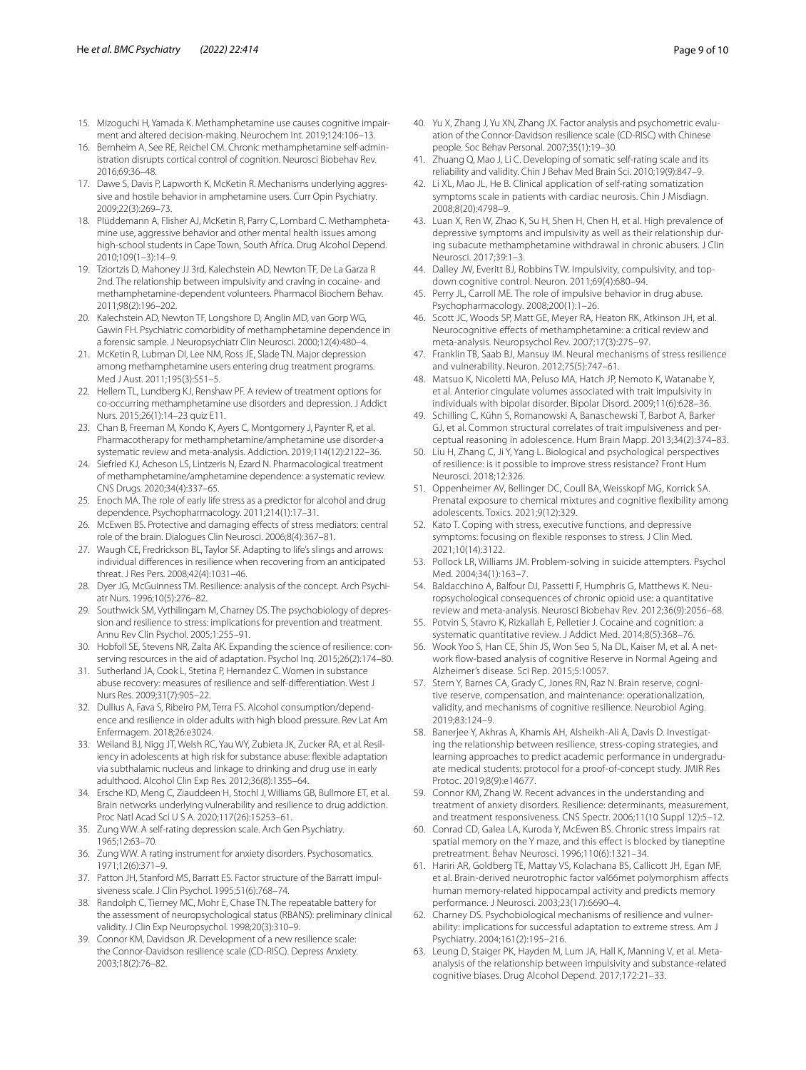15. Mizoguchi H, Yamada K. Methamphetamine use causes cognitive impairment and altered decision-making. Neurochem Int. 2019;124:106–13.
16. Bernheim A, See RE, Reichel CM. Chronic methamphetamine self-administration disrupts cortical control of cognition. Neurosci Biobehav Rev. 2016;69:36–48.
17. Dawe S, Davis P, Lapworth K, McKetin R. Mechanisms underlying aggressive and hostile behavior in amphetamine users. Curr Opin Psychiatry. 2009;22(3):269–73.
18. Plüddemann A, Flisher AJ, McKetin R, Parry C, Lombard C. Methamphetamine use, aggressive behavior and other mental health issues among high-school students in Cape Town, South Africa. Drug Alcohol Depend. 2010;109(1–3):14–9.
19. Tziortzis D, Mahoney JJ 3rd, Kalechstein AD, Newton TF, De La Garza R 2nd. The relationship between impulsivity and craving in cocaine- and methamphetamine-dependent volunteers. Pharmacol Biochem Behav. 2011;98(2):196–202.
20. Kalechstein AD, Newton TF, Longshore D, Anglin MD, van Gorp WG, Gawin FH. Psychiatric comorbidity of methamphetamine dependence in a forensic sample. J Neuropsychiatr Clin Neurosci. 2000;12(4):480–4.
21. McKetin R, Lubman DI, Lee NM, Ross JE, Slade TN. Major depression among methamphetamine users entering drug treatment programs. Med J Aust. 2011;195(3):S51–5.
22. Hellem TL, Lundberg KJ, Renshaw PF. A review of treatment options for co-occurring methamphetamine use disorders and depression. J Addict Nurs. 2015;26(1):14–23 quiz E11.
23. Chan B, Freeman M, Kondo K, Ayers C, Montgomery J, Paynter R, et al. Pharmacotherapy for methamphetamine/amphetamine use disorder-a systematic review and meta-analysis. Addiction. 2019;114(12):2122–36.
24. Siefried KJ, Acheson LS, Lintzeris N, Ezard N. Pharmacological treatment of methamphetamine/amphetamine dependence: a systematic review. CNS Drugs. 2020;34(4):337–65.
25. Enoch MA. The role of early life stress as a predictor for alcohol and drug dependence. Psychopharmacology. 2011;214(1):17–31.
26. McEwen BS. Protective and damaging effects of stress mediators: central role of the brain. Dialogues Clin Neurosci. 2006;8(4):367–81.
27. Waugh CE, Fredrickson BL, Taylor SF. Adapting to life's slings and arrows: individual differences in resilience when recovering from an anticipated threat. J Res Pers. 2008;42(4):1031–46.
28. Dyer JG, McGuinness TM. Resilience: analysis of the concept. Arch Psychiatr Nurs. 1996;10(5):276–82.
29. Southwick SM, Vythilingam M, Charney DS. The psychobiology of depression and resilience to stress: implications for prevention and treatment. Annu Rev Clin Psychol. 2005;1:255–91.
30. Hobfoll SE, Stevens NR, Zalta AK. Expanding the science of resilience: conserving resources in the aid of adaptation. Psychol Inq. 2015;26(2):174–80.
31. Sutherland JA, Cook L, Stetina P, Hernandez C. Women in substance abuse recovery: measures of resilience and self-differentiation. West J Nurs Res. 2009;31(7):905–22.
32. Dullius A, Fava S, Ribeiro PM, Terra FS. Alcohol consumption/dependence and resilience in older adults with high blood pressure. Rev Lat Am Enfermagem. 2018;26:e3024.
33. Weiland BJ, Nigg JT, Welsh RC, Yau WY, Zubieta JK, Zucker RA, et al. Resiliency in adolescents at high risk for substance abuse: flexible adaptation via subthalamic nucleus and linkage to drinking and drug use in early adulthood. Alcohol Clin Exp Res. 2012;36(8):1355–64.
34. Ersche KD, Meng C, Ziauddeen H, Stochl J, Williams GB, Bullmore ET, et al. Brain networks underlying vulnerability and resilience to drug addiction. Proc Natl Acad Sci U S A. 2020;117(26):15253–61.
35. Zung WW. A self-rating depression scale. Arch Gen Psychiatry. 1965;12:63–70.
36. Zung WW. A rating instrument for anxiety disorders. Psychosomatics. 1971;12(6):371–9.
37. Patton JH, Stanford MS, Barratt ES. Factor structure of the Barratt impulsiveness scale. J Clin Psychol. 1995;51(6):768–74.
38. Randolph C, Tierney MC, Mohr E, Chase TN. The repeatable battery for the assessment of neuropsychological status (RBANS): preliminary clinical validity. J Clin Exp Neuropsychol. 1998;20(3):310–9.
39. Connor KM, Davidson JR. Development of a new resilience scale: the Connor-Davidson resilience scale (CD-RISC). Depress Anxiety. 2003;18(2):76–82.
40. Yu X, Zhang J, Yu XN, Zhang JX. Factor analysis and psychometric evaluation of the Connor-Davidson resilience scale (CD-RISC) with Chinese people. Soc Behav Personal. 2007;35(1):19–30.
41. Zhuang Q, Mao J, Li C. Developing of somatic self-rating scale and its reliability and validity. Chin J Behav Med Brain Sci. 2010;19(9):847–9.
42. Li XL, Mao JL, He B. Clinical application of self-rating somatization symptoms scale in patients with cardiac neurosis. Chin J Misdiagn. 2008;8(20):4798–9.
43. Luan X, Ren W, Zhao K, Su H, Shen H, Chen H, et al. High prevalence of depressive symptoms and impulsivity as well as their relationship during subacute methamphetamine withdrawal in chronic abusers. J Clin Neurosci. 2017;39:1–3.
44. Dalley JW, Everitt BJ, Robbins TW. Impulsivity, compulsivity, and top-down cognitive control. Neuron. 2011;69(4):680–94.
45. Perry JL, Carroll ME. The role of impulsive behavior in drug abuse. Psychopharmacology. 2008;200(1):1–26.
46. Scott JC, Woods SP, Matt GE, Meyer RA, Heaton RK, Atkinson JH, et al. Neurocognitive effects of methamphetamine: a critical review and meta-analysis. Neuropsychol Rev. 2007;17(3):275–97.
47. Franklin TB, Saab BJ, Mansuy IM. Neural mechanisms of stress resilience and vulnerability. Neuron. 2012;75(5):747–61.
48. Matsuo K, Nicoletti MA, Peluso MA, Hatch JP, Nemoto K, Watanabe Y, et al. Anterior cingulate volumes associated with trait impulsivity in individuals with bipolar disorder. Bipolar Disord. 2009;11(6):628–36.
49. Schilling C, Kühn S, Romanowski A, Banaschewski T, Barbot A, Barker GJ, et al. Common structural correlates of trait impulsiveness and perceptual reasoning in adolescence. Hum Brain Mapp. 2013;34(2):374–83.
50. Liu H, Zhang C, Ji Y, Yang L. Biological and psychological perspectives of resilience: is it possible to improve stress resistance? Front Hum Neurosci. 2018;12:326.
51. Oppenheimer AV, Bellinger DC, Coull BA, Weisskopf MG, Korrick SA. Prenatal exposure to chemical mixtures and cognitive flexibility among adolescents. Toxics. 2021;9(12):329.
52. Kato T. Coping with stress, executive functions, and depressive symptoms: focusing on flexible responses to stress. J Clin Med. 2021;10(14):3122.
53. Pollock LR, Williams JM. Problem-solving in suicide attempters. Psychol Med. 2004;34(1):163–7.
54. Baldacchino A, Balfour DJ, Passetti F, Humphris G, Matthews K. Neuropsychological consequences of chronic opioid use: a quantitative review and meta-analysis. Neurosci Biobehav Rev. 2012;36(9):2056–68.
55. Potvin S, Stavro K, Rizkallah E, Pelletier J. Cocaine and cognition: a systematic quantitative review. J Addict Med. 2014;8(5):368–76.
56. Wook Yoo S, Han CE, Shin JS, Won Seo S, Na DL, Kaiser M, et al. A network flow-based analysis of cognitive Reserve in Normal Ageing and Alzheimer's disease. Sci Rep. 2015;5:10057.
57. Stern Y, Barnes CA, Grady C, Jones RN, Raz N. Brain reserve, cognitive reserve, compensation, and maintenance: operationalization, validity, and mechanisms of cognitive resilience. Neurobiol Aging. 2019;83:124–9.
58. Banerjee Y, Akhras A, Khamis AH, Alsheikh-Ali A, Davis D. Investigating the relationship between resilience, stress-coping strategies, and learning approaches to predict academic performance in undergraduate medical students: protocol for a proof-of-concept study. JMIR Res Protoc. 2019;8(9):e14677.
59. Connor KM, Zhang W. Recent advances in the understanding and treatment of anxiety disorders. Resilience: determinants, measurement, and treatment responsiveness. CNS Spectr. 2006;11(10 Suppl 12):5–12.
60. Conrad CD, Galea LA, Kuroda Y, McEwen BS. Chronic stress impairs rat spatial memory on the Y maze, and this effect is blocked by tianeptine pretreatment. Behav Neurosci. 1996;110(6):1321–34.
61. Hariri AR, Goldberg TE, Mattay VS, Kolachana BS, Callicott JH, Egan MF, et al. Brain-derived neurotrophic factor val66met polymorphism affects human memory-related hippocampal activity and predicts memory performance. J Neurosci. 2003;23(17):6690–4.
62. Charney DS. Psychobiological mechanisms of resilience and vulnerability: implications for successful adaptation to extreme stress. Am J Psychiatry. 2004;161(2):195–216.
63. Leung D, Staiger PK, Hayden M, Lum JA, Hall K, Manning V, et al. Meta-analysis of the relationship between impulsivity and substance-related cognitive biases. Drug Alcohol Depend. 2017;172:21–33.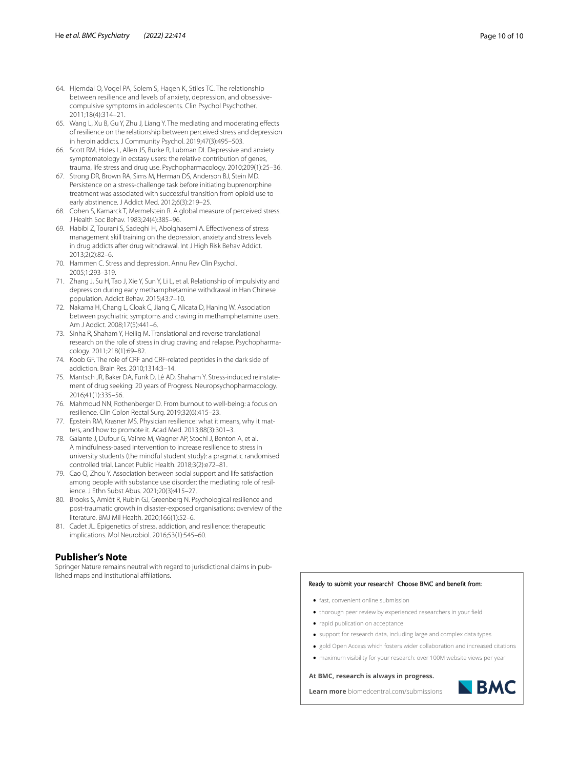64. Hjemdal O, Vogel PA, Solem S, Hagen K, Stiles TC. The relationship between resilience and levels of anxiety, depression, and obsessive-compulsive symptoms in adolescents. Clin Psychol Psychother. 2011;18(4):314–21.
65. Wang L, Xu B, Gu Y, Zhu J, Liang Y. The mediating and moderating effects of resilience on the relationship between perceived stress and depression in heroin addicts. J Community Psychol. 2019;47(3):495–503.
66. Scott RM, Hides L, Allen JS, Burke R, Lubman DI. Depressive and anxiety symptomatology in ecstasy users: the relative contribution of genes, trauma, life stress and drug use. Psychopharmacology. 2010;209(1):25–36.
67. Strong DR, Brown RA, Sims M, Herman DS, Anderson BJ, Stein MD. Persistence on a stress-challenge task before initiating buprenorphine treatment was associated with successful transition from opioid use to early abstinence. J Addict Med. 2012;6(3):219–25.
68. Cohen S, Kamarck T, Mermelstein R. A global measure of perceived stress. J Health Soc Behav. 1983;24(4):385–96.
69. Habibi Z, Tourani S, Sadeghi H, Abolghasemi A. Effectiveness of stress management skill training on the depression, anxiety and stress levels in drug addicts after drug withdrawal. Int J High Risk Behav Addict. 2013;2(2):82–6.
70. Hammen C. Stress and depression. Annu Rev Clin Psychol. 2005;1:293–319.
71. Zhang J, Su H, Tao J, Xie Y, Sun Y, Li L, et al. Relationship of impulsivity and depression during early methamphetamine withdrawal in Han Chinese population. Addict Behav. 2015;43:7–10.
72. Nakama H, Chang L, Cloak C, Jiang C, Alicata D, Haning W. Association between psychiatric symptoms and craving in methamphetamine users. Am J Addict. 2008;17(5):441–6.
73. Sinha R, Shaham Y, Heilig M. Translational and reverse translational research on the role of stress in drug craving and relapse. Psychopharmacology. 2011;218(1):69–82.
74. Koob GF. The role of CRF and CRF-related peptides in the dark side of addiction. Brain Res. 2010;1314:3–14.
75. Mantsch JR, Baker DA, Funk D, Lê AD, Shaham Y. Stress-induced reinstatement of drug seeking: 20 years of Progress. Neuropsychopharmacology. 2016;41(1):335–56.
76. Mahmoud NN, Rothenberger D. From burnout to well-being: a focus on resilience. Clin Colon Rectal Surg. 2019;32(6):415–23.
77. Epstein RM, Krasner MS. Physician resilience: what it means, why it matters, and how to promote it. Acad Med. 2013;88(3):301–3.
78. Galante J, Dufour G, Vainre M, Wagner AP, Stochl J, Benton A, et al. A mindfulness-based intervention to increase resilience to stress in university students (the mindful student study): a pragmatic randomised controlled trial. Lancet Public Health. 2018;3(2):e72–81.
79. Cao Q, Zhou Y. Association between social support and life satisfaction among people with substance use disorder: the mediating role of resilience. J Ethn Subst Abus. 2021;20(3):415–27.
80. Brooks S, Amlôt R, Rubin GJ, Greenberg N. Psychological resilience and post-traumatic growth in disaster-exposed organisations: overview of the literature. BMJ Mil Health. 2020;166(1):52–6.
81. Cadet JL. Epigenetics of stress, addiction, and resilience: therapeutic implications. Mol Neurobiol. 2016;53(1):545–60.

## Publisher's Note

Springer Nature remains neutral with regard to jurisdictional claims in published maps and institutional affiliations.

Ready to submit your research? Choose BMC and benefit from:

- fast, convenient online submission
- thorough peer review by experienced researchers in your field
- rapid publication on acceptance
- support for research data, including large and complex data types
- gold Open Access which fosters wider collaboration and increased citations
- maximum visibility for your research: over 100M website views per year

**At BMC, research is always in progress.**

**Learn more** biomedcentral.com/submissions

BMC